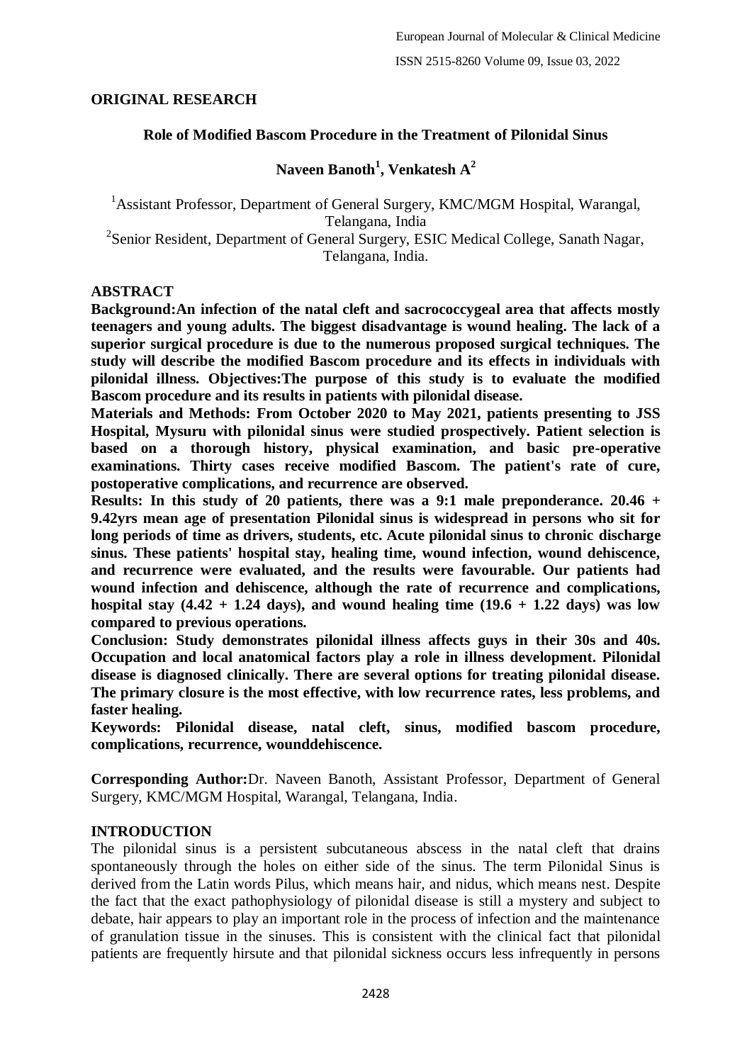## ORIGINAL RESEARCH

# Role of Modified Bascom Procedure in the Treatment of Pilonidal Sinus

**Naveen Banoth[1], Venkatesh A[2]**

[1]Assistant Professor, Department of General Surgery, KMC/MGM Hospital, Warangal, Telangana, India

[2]Senior Resident, Department of General Surgery, ESIC Medical College, Sanath Nagar, Telangana, India.

## ABSTRACT

**Background:An infection of the natal cleft and sacrococcygeal area that affects mostly teenagers and young adults. The biggest disadvantage is wound healing. The lack of a superior surgical procedure is due to the numerous proposed surgical techniques. The study will describe the modified Bascom procedure and its effects in individuals with pilonidal illness. Objectives:The purpose of this study is to evaluate the modified Bascom procedure and its results in patients with pilonidal disease.**

**Materials and Methods: From October 2020 to May 2021, patients presenting to JSS Hospital, Mysuru with pilonidal sinus were studied prospectively. Patient selection is based on a thorough history, physical examination, and basic pre-operative examinations. Thirty cases receive modified Bascom. The patient's rate of cure, postoperative complications, and recurrence are observed.**

**Results: In this study of 20 patients, there was a 9:1 male preponderance. 20.46 + 9.42yrs mean age of presentation Pilonidal sinus is widespread in persons who sit for long periods of time as drivers, students, etc. Acute pilonidal sinus to chronic discharge sinus. These patients' hospital stay, healing time, wound infection, wound dehiscence, and recurrence were evaluated, and the results were favourable. Our patients had wound infection and dehiscence, although the rate of recurrence and complications, hospital stay (4.42 + 1.24 days), and wound healing time (19.6 + 1.22 days) was low compared to previous operations.**

**Conclusion: Study demonstrates pilonidal illness affects guys in their 30s and 40s. Occupation and local anatomical factors play a role in illness development. Pilonidal disease is diagnosed clinically. There are several options for treating pilonidal disease. The primary closure is the most effective, with low recurrence rates, less problems, and faster healing.**

**Keywords: Pilonidal disease, natal cleft, sinus, modified bascom procedure, complications, recurrence, wounddehiscence.**

**Corresponding Author:**Dr. Naveen Banoth, Assistant Professor, Department of General Surgery, KMC/MGM Hospital, Warangal, Telangana, India.

## INTRODUCTION

The pilonidal sinus is a persistent subcutaneous abscess in the natal cleft that drains spontaneously through the holes on either side of the sinus. The term Pilonidal Sinus is derived from the Latin words Pilus, which means hair, and nidus, which means nest. Despite the fact that the exact pathophysiology of pilonidal disease is still a mystery and subject to debate, hair appears to play an important role in the process of infection and the maintenance of granulation tissue in the sinuses. This is consistent with the clinical fact that pilonidal patients are frequently hirsute and that pilonidal sickness occurs less infrequently in persons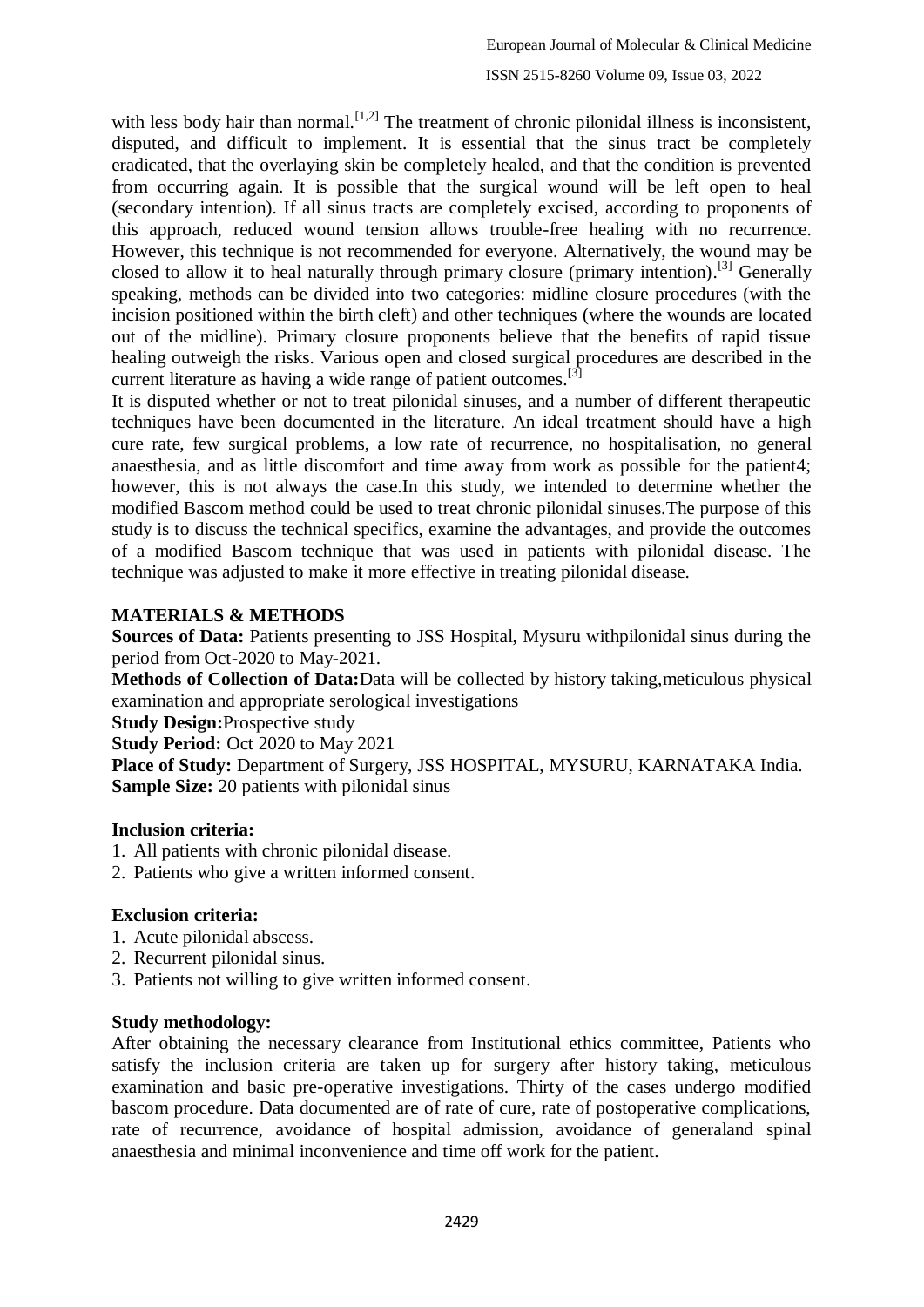with less body hair than normal.[1,2] The treatment of chronic pilonidal illness is inconsistent, disputed, and difficult to implement. It is essential that the sinus tract be completely eradicated, that the overlaying skin be completely healed, and that the condition is prevented from occurring again. It is possible that the surgical wound will be left open to heal (secondary intention). If all sinus tracts are completely excised, according to proponents of this approach, reduced wound tension allows trouble-free healing with no recurrence. However, this technique is not recommended for everyone. Alternatively, the wound may be closed to allow it to heal naturally through primary closure (primary intention).[3] Generally speaking, methods can be divided into two categories: midline closure procedures (with the incision positioned within the birth cleft) and other techniques (where the wounds are located out of the midline). Primary closure proponents believe that the benefits of rapid tissue healing outweigh the risks. Various open and closed surgical procedures are described in the current literature as having a wide range of patient outcomes.[3]

It is disputed whether or not to treat pilonidal sinuses, and a number of different therapeutic techniques have been documented in the literature. An ideal treatment should have a high cure rate, few surgical problems, a low rate of recurrence, no hospitalisation, no general anaesthesia, and as little discomfort and time away from work as possible for the patient4; however, this is not always the case.In this study, we intended to determine whether the modified Bascom method could be used to treat chronic pilonidal sinuses.The purpose of this study is to discuss the technical specifics, examine the advantages, and provide the outcomes of a modified Bascom technique that was used in patients with pilonidal disease. The technique was adjusted to make it more effective in treating pilonidal disease.

## MATERIALS & METHODS

**Sources of Data:** Patients presenting to JSS Hospital, Mysuru withpilonidal sinus during the period from Oct-2020 to May-2021.

**Methods of Collection of Data:**Data will be collected by history taking,meticulous physical examination and appropriate serological investigations

**Study Design:**Prospective study

**Study Period:** Oct 2020 to May 2021

**Place of Study:** Department of Surgery, JSS HOSPITAL, MYSURU, KARNATAKA India.

**Sample Size:** 20 patients with pilonidal sinus

### Inclusion criteria:

1. All patients with chronic pilonidal disease.
2. Patients who give a written informed consent.

### Exclusion criteria:

1. Acute pilonidal abscess.
2. Recurrent pilonidal sinus.
3. Patients not willing to give written informed consent.

### Study methodology:

After obtaining the necessary clearance from Institutional ethics committee, Patients who satisfy the inclusion criteria are taken up for surgery after history taking, meticulous examination and basic pre-operative investigations. Thirty of the cases undergo modified bascom procedure. Data documented are of rate of cure, rate of postoperative complications, rate of recurrence, avoidance of hospital admission, avoidance of generaland spinal anaesthesia and minimal inconvenience and time off work for the patient.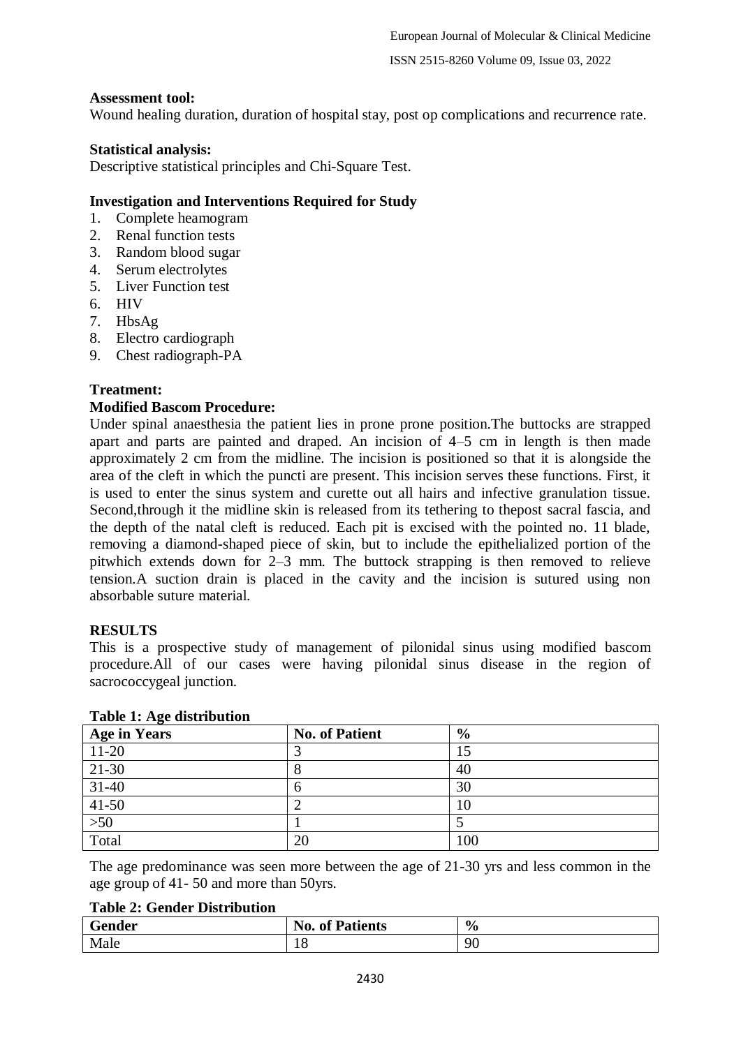**Assessment tool:**
Wound healing duration, duration of hospital stay, post op complications and recurrence rate.

**Statistical analysis:**
Descriptive statistical principles and Chi-Square Test.

**Investigation and Interventions Required for Study**

1. Complete heamogram
2. Renal function tests
3. Random blood sugar
4. Serum electrolytes
5. Liver Function test
6. HIV
7. HbsAg
8. Electro cardiograph
9. Chest radiograph-PA

**Treatment:**

**Modified Bascom Procedure:**

Under spinal anaesthesia the patient lies in prone prone position.The buttocks are strapped apart and parts are painted and draped. An incision of 4–5 cm in length is then made approximately 2 cm from the midline. The incision is positioned so that it is alongside the area of the cleft in which the puncti are present. This incision serves these functions. First, it is used to enter the sinus system and curette out all hairs and infective granulation tissue. Second,through it the midline skin is released from its tethering to thepost sacral fascia, and the depth of the natal cleft is reduced. Each pit is excised with the pointed no. 11 blade, removing a diamond-shaped piece of skin, but to include the epithelialized portion of the pitwhich extends down for 2–3 mm. The buttock strapping is then removed to relieve tension.A suction drain is placed in the cavity and the incision is sutured using non absorbable suture material.

**RESULTS**

This is a prospective study of management of pilonidal sinus using modified bascom procedure.All of our cases were having pilonidal sinus disease in the region of sacrococcygeal junction.

**Table 1: Age distribution**

| Age in Years | No. of Patient | % |
|---|---|---|
| 11-20 | 3 | 15 |
| 21-30 | 8 | 40 |
| 31-40 | 6 | 30 |
| 41-50 | 2 | 10 |
| >50 | 1 | 5 |
| Total | 20 | 100 |

The age predominance was seen more between the age of 21-30 yrs and less common in the age group of 41- 50 and more than 50yrs.

**Table 2: Gender Distribution**

| Gender | No. of Patients | % |
|---|---|---|
| Male | 18 | 90 |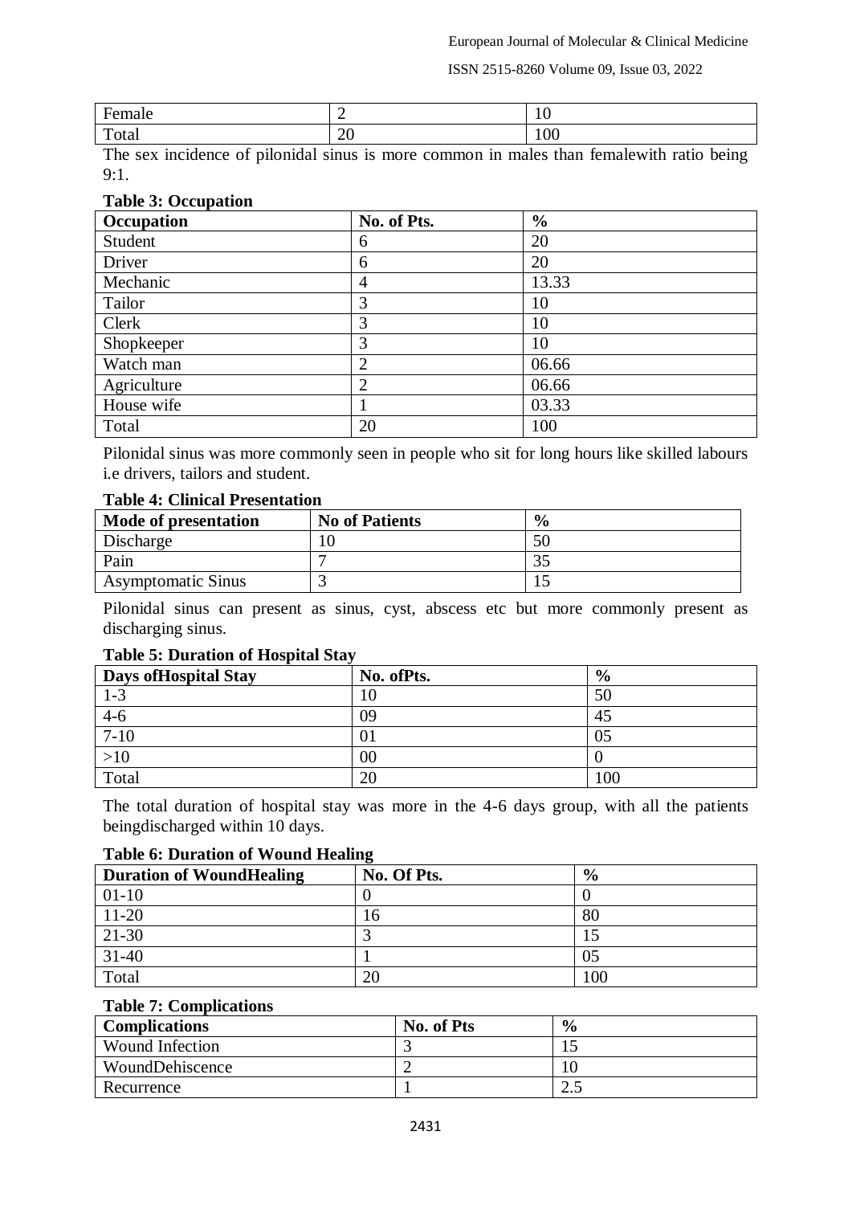| Female | 2 | 10 |
|---|---|---|
| Total | 20 | 100 |

The sex incidence of pilonidal sinus is more common in males than femalewith ratio being 9:1.

**Table 3: Occupation**

| Occupation | No. of Pts. | % |
|---|---|---|
| Student | 6 | 20 |
| Driver | 6 | 20 |
| Mechanic | 4 | 13.33 |
| Tailor | 3 | 10 |
| Clerk | 3 | 10 |
| Shopkeeper | 3 | 10 |
| Watch man | 2 | 06.66 |
| Agriculture | 2 | 06.66 |
| House wife | 1 | 03.33 |
| Total | 20 | 100 |

Pilonidal sinus was more commonly seen in people who sit for long hours like skilled labours i.e drivers, tailors and student.

**Table 4: Clinical Presentation**

| Mode of presentation | No of Patients | % |
|---|---|---|
| Discharge | 10 | 50 |
| Pain | 7 | 35 |
| Asymptomatic Sinus | 3 | 15 |

Pilonidal sinus can present as sinus, cyst, abscess etc but more commonly present as discharging sinus.

**Table 5: Duration of Hospital Stay**

| Days ofHospital Stay | No. ofPts. | % |
|---|---|---|
| 1-3 | 10 | 50 |
| 4-6 | 09 | 45 |
| 7-10 | 01 | 05 |
| >10 | 00 | 0 |
| Total | 20 | 100 |

The total duration of hospital stay was more in the 4-6 days group, with all the patients beingdischarged within 10 days.

**Table 6: Duration of Wound Healing**

| Duration of WoundHealing | No. Of Pts. | % |
|---|---|---|
| 01-10 | 0 | 0 |
| 11-20 | 16 | 80 |
| 21-30 | 3 | 15 |
| 31-40 | 1 | 05 |
| Total | 20 | 100 |

**Table 7: Complications**

| Complications | No. of Pts | % |
|---|---|---|
| Wound Infection | 3 | 15 |
| WoundDehiscence | 2 | 10 |
| Recurrence | 1 | 2.5 |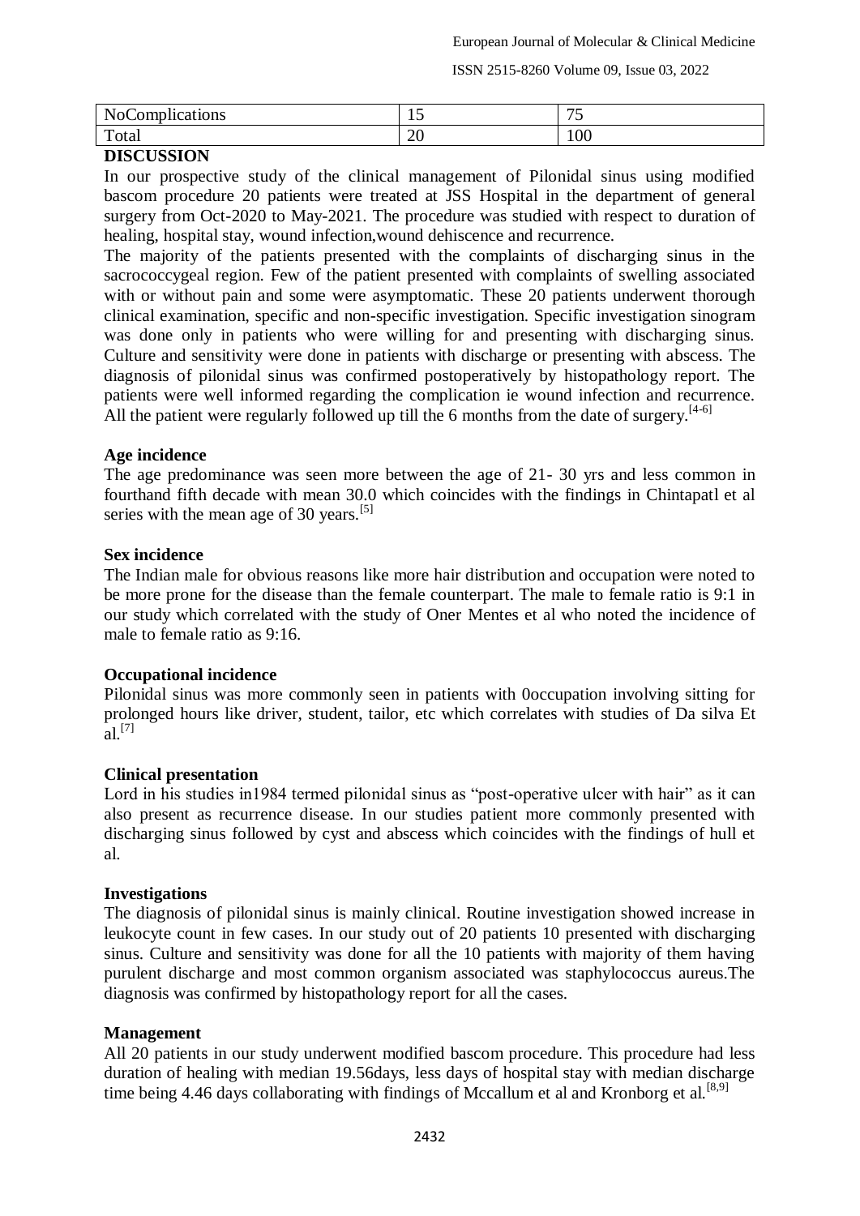| NoComplications | 15 | 75 |
|---|---|---|
| Total | 20 | 100 |

**DISCUSSION**

In our prospective study of the clinical management of Pilonidal sinus using modified bascom procedure 20 patients were treated at JSS Hospital in the department of general surgery from Oct-2020 to May-2021. The procedure was studied with respect to duration of healing, hospital stay, wound infection,wound dehiscence and recurrence.

The majority of the patients presented with the complaints of discharging sinus in the sacrococcygeal region. Few of the patient presented with complaints of swelling associated with or without pain and some were asymptomatic. These 20 patients underwent thorough clinical examination, specific and non-specific investigation. Specific investigation sinogram was done only in patients who were willing for and presenting with discharging sinus. Culture and sensitivity were done in patients with discharge or presenting with abscess. The diagnosis of pilonidal sinus was confirmed postoperatively by histopathology report. The patients were well informed regarding the complication ie wound infection and recurrence. All the patient were regularly followed up till the 6 months from the date of surgery.[4-6]

**Age incidence**

The age predominance was seen more between the age of 21- 30 yrs and less common in fourthand fifth decade with mean 30.0 which coincides with the findings in Chintapatl et al series with the mean age of 30 years.[5]

**Sex incidence**

The Indian male for obvious reasons like more hair distribution and occupation were noted to be more prone for the disease than the female counterpart. The male to female ratio is 9:1 in our study which correlated with the study of Oner Mentes et al who noted the incidence of male to female ratio as 9:16.

**Occupational incidence**

Pilonidal sinus was more commonly seen in patients with 0occupation involving sitting for prolonged hours like driver, student, tailor, etc which correlates with studies of Da silva Et al.[7]

**Clinical presentation**

Lord in his studies in1984 termed pilonidal sinus as "post-operative ulcer with hair" as it can also present as recurrence disease. In our studies patient more commonly presented with discharging sinus followed by cyst and abscess which coincides with the findings of hull et al.

**Investigations**

The diagnosis of pilonidal sinus is mainly clinical. Routine investigation showed increase in leukocyte count in few cases. In our study out of 20 patients 10 presented with discharging sinus. Culture and sensitivity was done for all the 10 patients with majority of them having purulent discharge and most common organism associated was staphylococcus aureus.The diagnosis was confirmed by histopathology report for all the cases.

**Management**

All 20 patients in our study underwent modified bascom procedure. This procedure had less duration of healing with median 19.56days, less days of hospital stay with median discharge time being 4.46 days collaborating with findings of Mccallum et al and Kronborg et al.[8,9]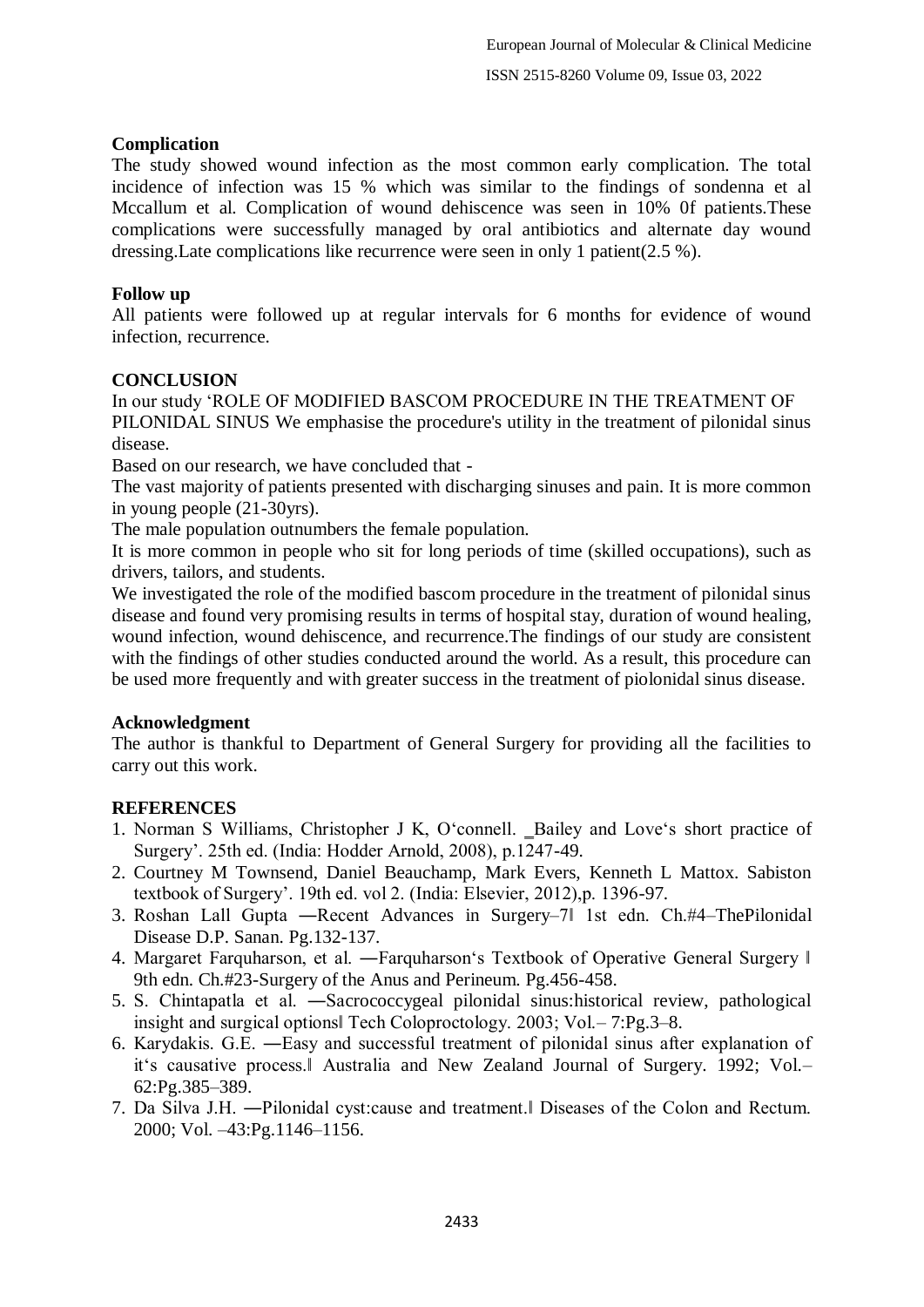## Complication

The study showed wound infection as the most common early complication. The total incidence of infection was 15 % which was similar to the findings of sondenna et al Mccallum et al. Complication of wound dehiscence was seen in 10% 0f patients.These complications were successfully managed by oral antibiotics and alternate day wound dressing.Late complications like recurrence were seen in only 1 patient(2.5 %).

## Follow up

All patients were followed up at regular intervals for 6 months for evidence of wound infection, recurrence.

## CONCLUSION

In our study 'ROLE OF MODIFIED BASCOM PROCEDURE IN THE TREATMENT OF PILONIDAL SINUS We emphasise the procedure's utility in the treatment of pilonidal sinus disease.

Based on our research, we have concluded that -

The vast majority of patients presented with discharging sinuses and pain. It is more common in young people (21-30yrs).

The male population outnumbers the female population.

It is more common in people who sit for long periods of time (skilled occupations), such as drivers, tailors, and students.

We investigated the role of the modified bascom procedure in the treatment of pilonidal sinus disease and found very promising results in terms of hospital stay, duration of wound healing, wound infection, wound dehiscence, and recurrence.The findings of our study are consistent with the findings of other studies conducted around the world. As a result, this procedure can be used more frequently and with greater success in the treatment of piolonidal sinus disease.

## Acknowledgment

The author is thankful to Department of General Surgery for providing all the facilities to carry out this work.

## REFERENCES

1. Norman S Williams, Christopher J K, O'connell. _Bailey and Love's short practice of Surgery'. 25th ed. (India: Hodder Arnold, 2008), p.1247-49.
2. Courtney M Townsend, Daniel Beauchamp, Mark Evers, Kenneth L Mattox. Sabiston textbook of Surgery'. 19th ed. vol 2. (India: Elsevier, 2012),p. 1396-97.
3. Roshan Lall Gupta ―Recent Advances in Surgery–7‖ 1st edn. Ch.#4–ThePilonidal Disease D.P. Sanan. Pg.132-137.
4. Margaret Farquharson, et al. ―Farquharson's Textbook of Operative General Surgery ‖ 9th edn. Ch.#23-Surgery of the Anus and Perineum. Pg.456-458.
5. S. Chintapatla et al. ―Sacrococcygeal pilonidal sinus:historical review, pathological insight and surgical options‖ Tech Coloproctology. 2003; Vol.– 7:Pg.3–8.
6. Karydakis. G.E. ―Easy and successful treatment of pilonidal sinus after explanation of it's causative process.‖ Australia and New Zealand Journal of Surgery. 1992; Vol.– 62:Pg.385–389.
7. Da Silva J.H. ―Pilonidal cyst:cause and treatment.‖ Diseases of the Colon and Rectum. 2000; Vol. –43:Pg.1146–1156.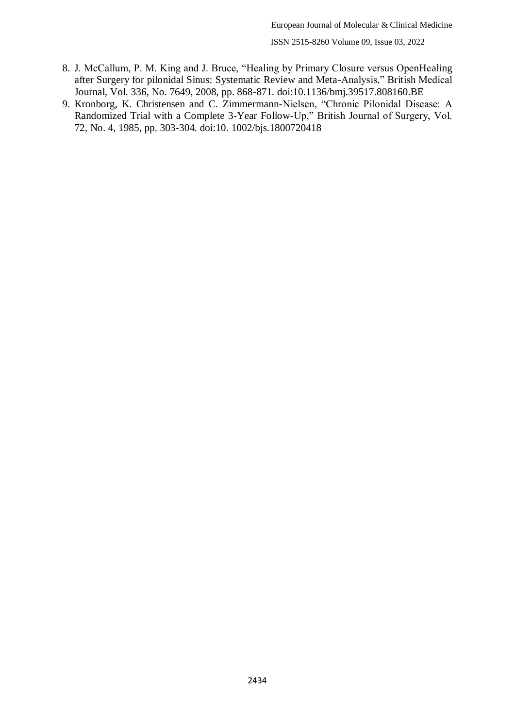8. J. McCallum, P. M. King and J. Bruce, "Healing by Primary Closure versus OpenHealing after Surgery for pilonidal Sinus: Systematic Review and Meta-Analysis," British Medical Journal, Vol. 336, No. 7649, 2008, pp. 868-871. doi:10.1136/bmj.39517.808160.BE
9. Kronborg, K. Christensen and C. Zimmermann-Nielsen, "Chronic Pilonidal Disease: A Randomized Trial with a Complete 3-Year Follow-Up," British Journal of Surgery, Vol. 72, No. 4, 1985, pp. 303-304. doi:10. 1002/bjs.1800720418